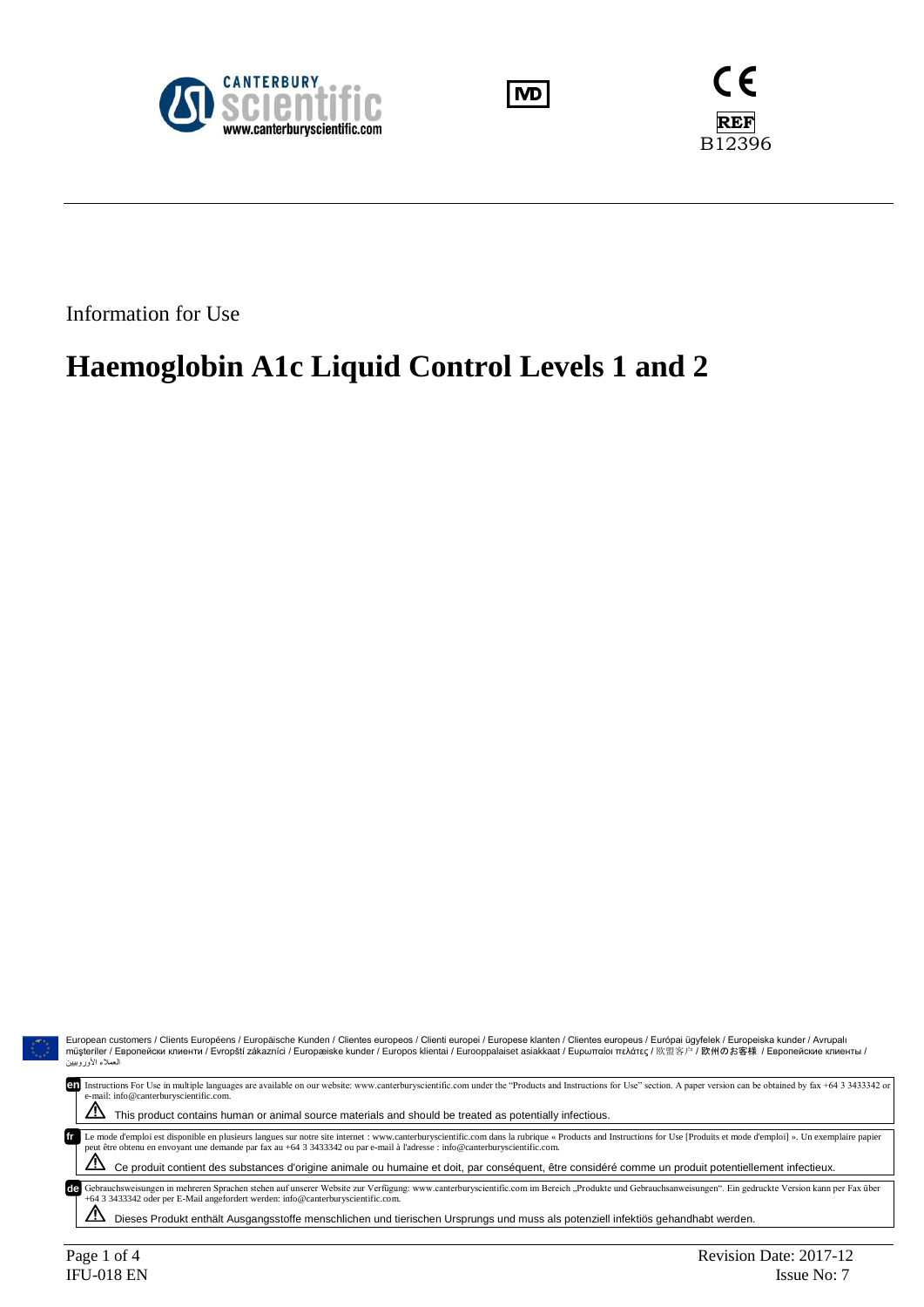CANTERBURY scientific
www.canterburyscientific.com

IVD

CE

REF B12396

Information for Use

# Haemoglobin A1c Liquid Control Levels 1 and 2

European customers / Clients Européens / Europäische Kunden / Clientes europeos / Clienti europei / Europese klanten / Clientes europeus / Európai ügyfelek / Europeiska kunder / Avrupalı müşteriler / Европейски клиенти / Evropští zákazníci / Europæiske kunder / Europos klientai / Eurooppalaiset asiakkaat / Ευρωπαίοι πελάτες / 欧盟客户 / 欧州のお客様 / Европейские клиенты / العملاء الأوروبيين

**en** Instructions For Use in multiple languages are available on our website: www.canterburyscientific.com under the "Products and Instructions for Use" section. A paper version can be obtained by fax +64 3 3433342 or e-mail: info@canterburyscientific.com.

⚠ This product contains human or animal source materials and should be treated as potentially infectious.

**fr** Le mode d'emploi est disponible en plusieurs langues sur notre site internet : www.canterburyscientific.com dans la rubrique « Products and Instructions for Use [Produits et mode d'emploi] ». Un exemplaire papier peut être obtenu en envoyant une demande par fax au +64 3 3433342 ou par e-mail à l'adresse : info@canterburyscientific.com.

⚠ Ce produit contient des substances d'origine animale ou humaine et doit, par conséquent, être considéré comme un produit potentiellement infectieux.

**de** Gebrauchsweisungen in mehreren Sprachen stehen auf unserer Website zur Verfügung: www.canterburyscientific.com im Bereich „Produkte und Gebrauchsanweisungen". Ein gedruckte Version kann per Fax über +64 3 3433342 oder per E-Mail angefordert werden: info@canterburyscientific.com.

⚠ Dieses Produkt enthält Ausgangsstoffe menschlichen und tierischen Ursprungs und muss als potenziell infektiös gehandhabt werden.

IFU-018 EN

Revision Date: 2017-12

Issue No: 7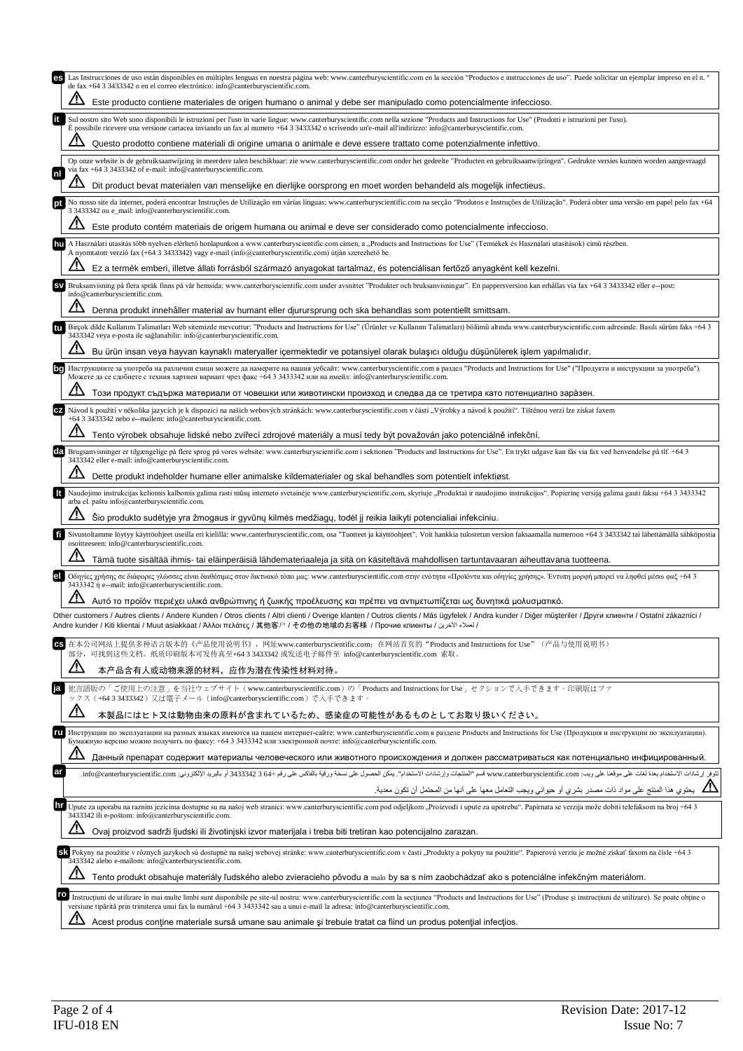**es** Las Instrucciones de uso están disponibles en múltiples lenguas en nuestra página web: www.canterburyscientific.com en la sección "Productos e instrucciones de uso". Puede solicitar un ejemplar impreso en el n. ° de fax +64 3 3433342 o en el correo electrónico: info@canterburyscientific.com.

⚠ Este producto contiene materiales de origen humano o animal y debe ser manipulado como potencialmente infeccioso.

**it** Sul nostro sito Web sono disponibili le istruzioni per l'uso in varie lingue: www.canterburyscientific.com nella sezione "Products and Instructions for Use" (Prodotti e istruzioni per l'uso). È possibile ricevere una versione cartacea inviando un fax al numero +64 3 3433342 o scrivendo un'e-mail all'indirizzo: info@canterburyscientific.com.

⚠ Questo prodotto contiene materiali di origine umana o animale e deve essere trattato come potenzialmente infettivo.

**nl** Op onze website is de gebruiksaanwijzing in meerdere talen beschikbaar: zie www.canterburyscientific.com onder het gedeelte "Producten en gebruiksaanwijzingen". Gedrukte versies kunnen worden aangevraagd via fax +64 3 3433342 of e-mail: info@canterburyscientific.com.

⚠ Dit product bevat materialen van menselijke en dierlijke oorsprong en moet worden behandeld als mogelijk infectieus.

**pt** No nosso site da internet, poderá encontrar Instruções de Utilização em várias línguas: www.canterburyscientific.com na secção "Produtos e Instruções de Utilização". Poderá obter uma versão em papel pelo fax +64 3 3433342 ou e_mail: info@canterburyscientific.com.

⚠ Este produto contém materiais de origem humana ou animal e deve ser considerado como potencialmente infeccioso.

**hu** A Használati utasítás több nyelven elérhető honlapunkon a www.canterburyscientific.com címen, a „Products and Instructions for Use" (Termékek és Használati utasítások) című részben. A nyomtatott verzió fax (+64 3 3433342) vagy e-mail (info@canterburyscientific.com) útján szerezhető be.

⚠ Ez a termék emberi, illetve állati forrásból származó anyagokat tartalmaz, és potenciálisan fertőző anyagként kell kezelni.

**sv** Bruksanvisning på flera språk finns på vår hemsida: www.canterburyscientific.com under avsnittet "Produkter och bruksanvisningar". En pappersversion kan erhållas via fax +64 3 3433342 eller e--post: info@canterburyscientific.com.

⚠ Denna produkt innehåller material av humant eller djurursprung och ska behandlas som potentiellt smittsam.

**tu** Birçok dilde Kullanım Talimatları Web sitemizde mevcuttur: "Products and Instructions for Use" (Ürünler ve Kullanım Talimatları) bölümü altında www.canterburyscientific.com adresinde. Basılı sürüm faks +64 3 3433342 veya e-posta ile sağlanabilir: info@canterburyscientific.com.

⚠ Bu ürün insan veya hayvan kaynaklı materyaller içermektedir ve potansiyel olarak bulaşıcı olduğu düşünülerek işlem yapılmalıdır.

**bg** Инструкциите за употреба на различни езици можете да намерите на нашия уебсайт: www.canterburyscientific.com в раздел "Products and Instructions for Use" ("Продукти и инструкции за употреба"). Можете да се сдобиете с техния хартиен вариант чрез факс +64 3 3433342 или на имейл: info@canterburyscientific.com.

⚠ Този продукт съдържа материали от човешки или животински произход и следва да се третира като потенциално зара̀зен.

**cz** Návod k použití v několika jazycích je k dispozici na našich webových stránkách: www.canterburyscientific.com v části „Výrobky a návod k použití". Tištěnou verzi lze získat faxem +64 3 3433342 nebo e--mailem: info@canterburyscientific.com.

⚠ Tento výrobek obsahuje lidské nebo zvířecí zdrojové materiály a musí tedy být považován jako potenciálně infekční.

**da** Brugsanvisninger er tilgængelige på flere sprog på vores website: www.canterburyscientific.com i sektionen "Products and Instructions for Use". En trykt udgave kan fås via fax ved henvendelse på tlf. +64 3 3433342 eller e-mail: info@canterburyscientific.com.

⚠ Dette produkt indeholder humane eller animalske kildematerialer og skal behandles som potentielt infektiøst.

**lt** Naudojimo instrukcijas keliomis kalbomis galima rasti mūsų interneto svetainėje www.canterburyscientific.com, skyriuje „Produktai ir naudojimo instrukcijos". Popierinę versiją galima gauti faksu +64 3 3433342 arba el. paštu info@canterburyscientific.com.

⚠ Šio produkto sudėtyje yra žmogaus ir gyvūnų kilmės medžiagų, todėl jį reikia laikyti potencialiai infekciniu.

**fi** Sivustoltamme löytyy käyttöohjeet useilla eri kielillä: www.canterburyscientific.com, osa "Tuotteet ja käyttöohjeet". Voit hankkia tulostetun version faksaamalla numeroon +64 3 3433342 tai lähettämällä sähköpostia osoitteeseen: info@canterburyscientific.com.

⚠ Tämä tuote sisältää ihmis- tai eläinperäisiä lähdemateriaaleja ja sitä on käsiteltävä mahdollisen tartuntavaaran aiheuttavana tuotteena.

**el** Οδηγίες χρήσης σε διάφορες γλώσσες είναι διαθέσιμες στον δικτυακό τόπο μας: www.canterburyscientific.com στην ενότητα «Προϊόντα και οδηγίες χρήσης». Έντυπη μορφή μπορεί να ληφθεί μέσω φαξ +64 3 3433342 ή e--mail: info@canterburyscientific.com.

⚠ Αυτό το προϊόν περιέχει υλικά ανθρώπινης ή ζωικής προέλευσης και πρέπει να αντιμετωπίζεται ως δυνητικά μολυσματικό.

Other customers / Autres clients / Andere Kunden / Otros clients / Altri clienti / Overige klanten / Outros clientes / Más ügyfelek / Andra kunder / Diğer müşteriler / Други клиенти / Ostatní zákazníci / Andre kunder / Kiti klientai / Muut asiakkaat / Άλλοι πελάτες / 其他客户 / その他の地域のお客様 / Прочие клиенты / لعملاء الآخرين /

**cs** 在本公司网站上提供多种语言版本的《产品使用说明书》，网址www.canterburyscientific.com；在网站首页的"Products and Instructions for Use"（产品与使用说明书）部分，可找到这些文档。纸质印刷版本可发传真至+64 3 3433342 或发送电子邮件至 info@canterburyscientific.com 索取。

⚠ 本产品含有人或动物来源的材料，应作为潜在传染性材料对待。

**ja** 他言語版の「ご使用上の注意」を当社ウェブサイト（www.canterburyscientific.com）の「Products and Instructions for Use」セクションで入手できます。印刷版はファックス（+64 3 3433342）又は電子メール（info@canterburyscientific.com）で入手できます。

⚠ 本製品にはヒト又は動物由来の原料が含まれているため、感染症の可能性があるものとしてお取り扱いください。

**ru** Инструкции по эксплуатации на разных языках имеются на нашем интернет-сайте: www.canterburyscientific.com в разделе Products and Instructions for Use (Продукция и инструкции по эксплуатации). Бумажную версию можно получить по факсу: +64 3 3433342 или электронной почте: info@canterburyscientific.com.

⚠ Данный препарат содержит материалы человеческого или животного происхождения и должен рассматриваться как потенциально инфицированный.

**ar** تتوفر إرشادات الاستخدام بعدة لغات على موقعنا على ويب: www.canterburyscientific.com قسم "المنتجات وإرشادات الاستخدام". يمكن الحصول على نسخة ورقية بالفاكس على رقم +64 3 3433342 أو بالبريد الإلكتروني: info@canterburyscientific.com.

⚠ يحتوي هذا المنتج على مواد ذات مصدر بشري أو حيواني ويجب التعامل معها على أنها من المحتمل أن تكون معدية.

**hr** Upute za uporabu na raznim jezicima dostupne su na našoj web stranici: www.canterburyscientific.com pod odjeljkom „Proizvodi i upute za upotrebu". Papirnata se verzija može dobiti telefaksom na broj +64 3 3433342 ili e-poštom: info@canterburyscientific.com.

⚠ Ovaj proizvod sadrži ljudski ili životinjski izvor materijala i treba biti tretiran kao potencijalno zarazan.

**sk** Pokyny na použitie v rôznych jazykoch sú dostupné na našej webovej stránke: www.canterburyscientific.com v časti „Produkty a pokyny na použitie". Papierovú verziu je možné získať faxom na čísle +64 3 3433342 alebo e-mailom: info@canterburyscientific.com.

⚠ Tento produkt obsahuje materiály ľudského alebo zvieracieho pôvodu a malo by sa s ním zaobchádzať ako s potenciálne infekčným materiálom.

**ro** Instrucțiuni de utilizare în mai multe limbi sunt disponibile pe site-ul nostru: www.canterburyscientific.com la secțiunea "Products and Instructions for Use" (Produse și instrucțiuni de utilizare). Se poate obține o versiune tipărită prin trimiterea unui fax la numărul +64 3 3433342 sau a unui e-mail la adresa: info@canterburyscientific.com.

⚠ Acest produs conţine materiale sursă umane sau animale şi trebuie tratat ca fiind un produs potenţial infecţios.

IFU-018 EN

Revision Date: 2017-12

Issue No: 7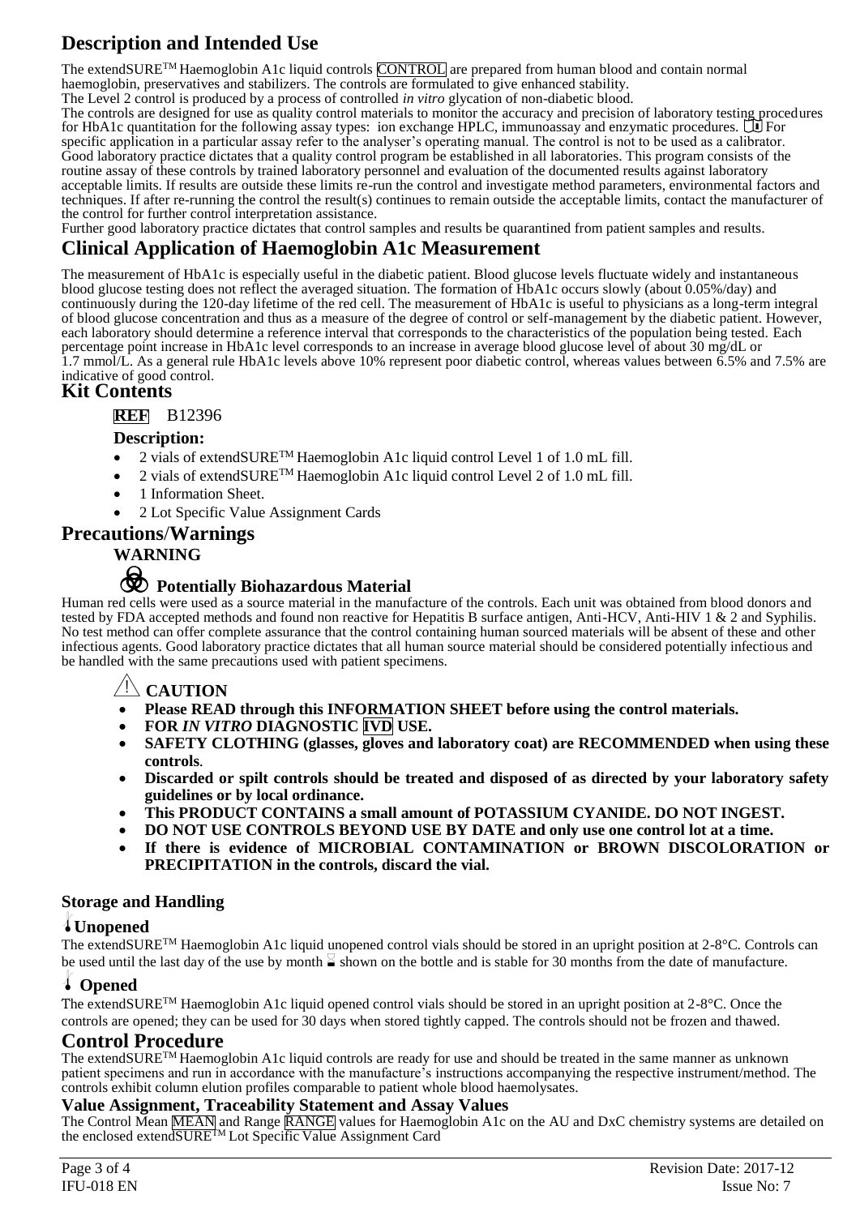## Description and Intended Use

The extendSURE™ Haemoglobin A1c liquid controls CONTROL are prepared from human blood and contain normal haemoglobin, preservatives and stabilizers. The controls are formulated to give enhanced stability.

The Level 2 control is produced by a process of controlled *in vitro* glycation of non-diabetic blood.

The controls are designed for use as quality control materials to monitor the accuracy and precision of laboratory testing procedures for HbA1c quantitation for the following assay types: ion exchange HPLC, immunoassay and enzymatic procedures. For specific application in a particular assay refer to the analyser's operating manual. The control is not to be used as a calibrator. Good laboratory practice dictates that a quality control program be established in all laboratories. This program consists of the routine assay of these controls by trained laboratory personnel and evaluation of the documented results against laboratory acceptable limits. If results are outside these limits re-run the control and investigate method parameters, environmental factors and techniques. If after re-running the control the result(s) continues to remain outside the acceptable limits, contact the manufacturer of the control for further control interpretation assistance.

Further good laboratory practice dictates that control samples and results be quarantined from patient samples and results.

## Clinical Application of Haemoglobin A1c Measurement

The measurement of HbA1c is especially useful in the diabetic patient. Blood glucose levels fluctuate widely and instantaneous blood glucose testing does not reflect the averaged situation. The formation of HbA1c occurs slowly (about 0.05%/day) and continuously during the 120-day lifetime of the red cell. The measurement of HbA1c is useful to physicians as a long-term integral of blood glucose concentration and thus as a measure of the degree of control or self-management by the diabetic patient. However, each laboratory should determine a reference interval that corresponds to the characteristics of the population being tested. Each percentage point increase in HbA1c level corresponds to an increase in average blood glucose level of about 30 mg/dL or 1.7 mmol/L. As a general rule HbA1c levels above 10% represent poor diabetic control, whereas values between 6.5% and 7.5% are indicative of good control.

## Kit Contents

**REF** B12396

### Description:

- 2 vials of extendSURE™ Haemoglobin A1c liquid control Level 1 of 1.0 mL fill.
- 2 vials of extendSURE™ Haemoglobin A1c liquid control Level 2 of 1.0 mL fill.
- 1 Information Sheet.
- 2 Lot Specific Value Assignment Cards

## Precautions/Warnings

### WARNING

### Potentially Biohazardous Material

Human red cells were used as a source material in the manufacture of the controls. Each unit was obtained from blood donors and tested by FDA accepted methods and found non reactive for Hepatitis B surface antigen, Anti-HCV, Anti-HIV 1 & 2 and Syphilis. No test method can offer complete assurance that the control containing human sourced materials will be absent of these and other infectious agents. Good laboratory practice dictates that all human source material should be considered potentially infectious and be handled with the same precautions used with patient specimens.

### CAUTION

- **Please READ through this INFORMATION SHEET before using the control materials.**
- **FOR *IN VITRO* DIAGNOSTIC IVD USE.**
- **SAFETY CLOTHING (glasses, gloves and laboratory coat) are RECOMMENDED when using these controls.**
- **Discarded or spilt controls should be treated and disposed of as directed by your laboratory safety guidelines or by local ordinance.**
- **This PRODUCT CONTAINS a small amount of POTASSIUM CYANIDE. DO NOT INGEST.**
- **DO NOT USE CONTROLS BEYOND USE BY DATE and only use one control lot at a time.**
- **If there is evidence of MICROBIAL CONTAMINATION or BROWN DISCOLORATION or PRECIPITATION in the controls, discard the vial.**

### Storage and Handling

#### Unopened

The extendSURE™ Haemoglobin A1c liquid unopened control vials should be stored in an upright position at 2-8°C. Controls can be used until the last day of the use by month shown on the bottle and is stable for 30 months from the date of manufacture.

#### Opened

The extendSURE™ Haemoglobin A1c liquid opened control vials should be stored in an upright position at 2-8°C. Once the controls are opened; they can be used for 30 days when stored tightly capped. The controls should not be frozen and thawed.

## Control Procedure

The extendSURE™ Haemoglobin A1c liquid controls are ready for use and should be treated in the same manner as unknown patient specimens and run in accordance with the manufacture's instructions accompanying the respective instrument/method. The controls exhibit column elution profiles comparable to patient whole blood haemolysates.

### Value Assignment, Traceability Statement and Assay Values

The Control Mean MEAN and Range RANGE values for Haemoglobin A1c on the AU and DxC chemistry systems are detailed on the enclosed extendSURE™ Lot Specific Value Assignment Card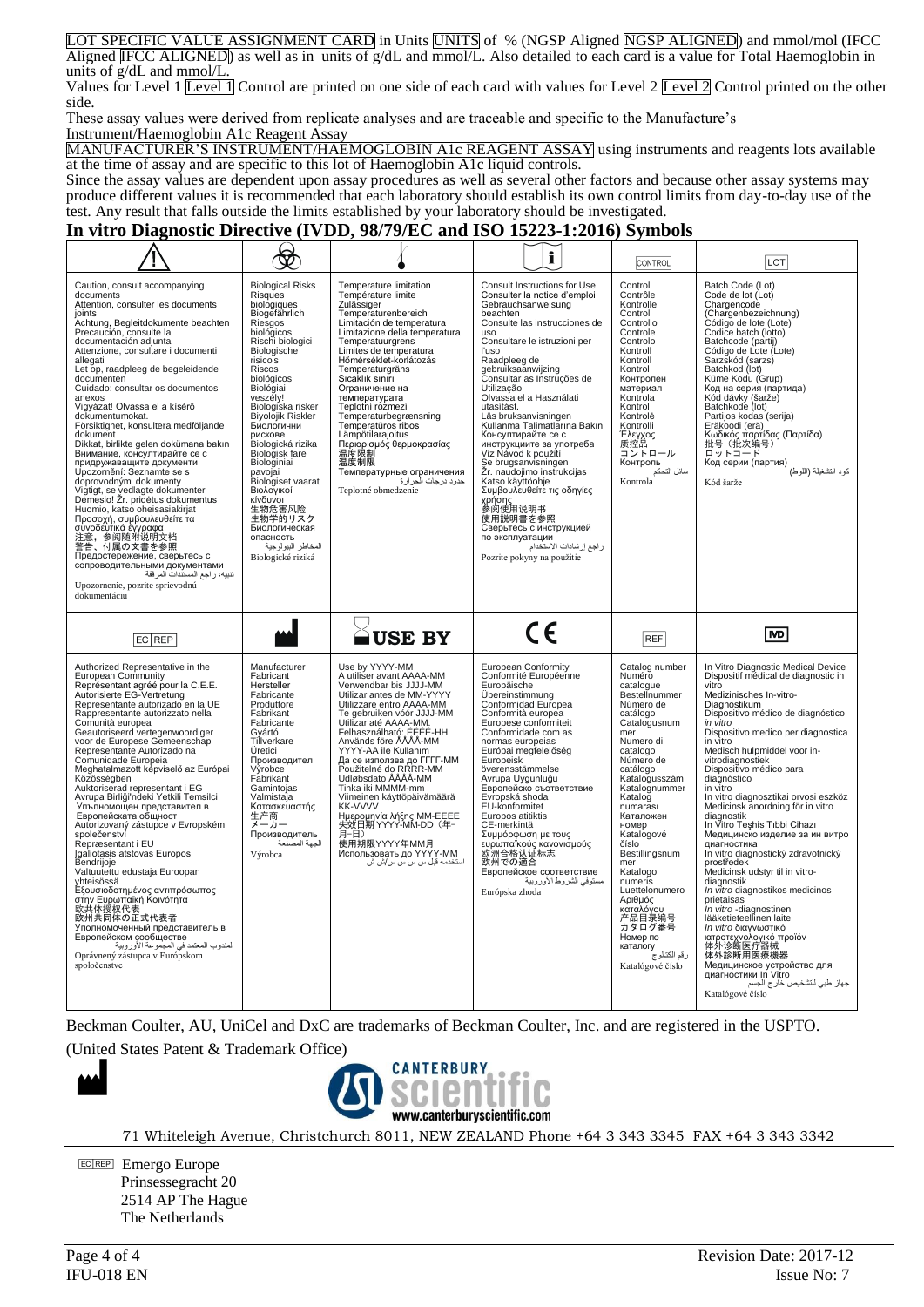LOT SPECIFIC VALUE ASSIGNMENT CARD in Units UNITS of % (NGSP Aligned NGSP ALIGNED) and mmol/mol (IFCC Aligned IFCC ALIGNED) as well as in units of g/dL and mmol/L. Also detailed to each card is a value for Total Haemoglobin in units of g/dL and mmol/L.

Values for Level 1 Level 1 Control are printed on one side of each card with values for Level 2 Level 2 Control printed on the other side.

These assay values were derived from replicate analyses and are traceable and specific to the Manufacture's Instrument/Haemoglobin A1c Reagent Assay

MANUFACTURER'S INSTRUMENT/HAEMOGLOBIN A1c REAGENT ASSAY using instruments and reagents lots available at the time of assay and are specific to this lot of Haemoglobin A1c liquid controls.

Since the assay values are dependent upon assay procedures as well as several other factors and because other assay systems may produce different values it is recommended that each laboratory should establish its own control limits from day-to-day use of the test. Any result that falls outside the limits established by your laboratory should be investigated.

## In vitro Diagnostic Directive (IVDD, 98/79/EC and ISO 15223-1:2016) Symbols

| ⚠ | ☣ | 🌡 | i | CONTROL | LOT |
|---|---|---|---|---|---|
| Caution, consult accompanying documents<br>Attention, consulter les documents joints<br>Achtung, Begleitdokumente beachten<br>Precaución, consulte la documentación adjunta<br>Attenzione, consultare i documenti allegati<br>Let op, raadpleeg de begeleidende documenten<br>Cuidado: consultar os documentos anexos<br>Vigyázat! Olvassa el a kísérő dokumentumokat.<br>Försiktighet, konsultera medföljande dokument<br>Dikkat, birlikte gelen doküman bakın<br>Внимание, консултирайте се с придружаващите документи<br>Upozornění: Seznamte se s doprovodnými dokumenty<br>Vigtigt, se vedlagte dokumenter<br>Dēmesio! Žr. pridėtus dokumentus<br>Huomio, katso oheisasiakirjat<br>Προσοχή, συμβουλευθείτε τα συνοδευτικά έγγραφα<br>注意，参阅随附说明文档<br>警告、付属の文書を参照<br>Предостережение, сверьтесь с сопроводительными документами<br>تنبيه، راجع المستندات المرفقة<br>Upozornenie, pozrite sprievodnú dokumentáciu | Biological Risks<br>Risques biologiques<br>Biogefährlich<br>Riesgos biológicos<br>Rischi biologici<br>Biologische risico's<br>Riscos biológicos<br>Biológiai veszély!<br>Biologiska risker<br>Biyolojik Riskler<br>Биологични рискове<br>Biologická rizika<br>Biologisk fare<br>Biologiniai pavojai<br>Biologiset vaarat<br>Βιολογικοί κίνδυνοι<br>生物危害风险<br>生物学的リスク<br>Биологическая опасность<br>المخاطر البيولوجية<br>Biologické riziká | Temperature limitation<br>Température limite<br>Zulässiger Temperaturenbereich<br>Limitación de temperatura<br>Limitazione della temperatura<br>Temperatuurgrens<br>Limites de temperatura<br>Hőmérséklet-korlátozás<br>Temperaturgräns<br>Sıcaklık sınırı<br>Ограничение на температурата<br>Teplotní rozmezí<br>Temperaturbegrænsning<br>Temperatūros ribos<br>Lämpötilarajoitus<br>Περιορισμός θερμοκρασίας<br>温度限制<br>温度制限<br>Температурные ограничения<br>حدود درجات الحرارة<br>Teplotné obmedzenie | Consult Instructions for Use<br>Consulter la notice d'emploi<br>Gebrauchsanweisung beachten<br>Consulte las instrucciones de uso<br>Consultare le istruzioni per l'uso<br>Raadpleeg de gebruiksaanwijzing<br>Consultar as Instruções de Utilização<br>Olvassa el a Használati utasítást.<br>Läs bruksanvisningen<br>Kullanma Talimatlarına Bakın<br>Консултирайте се с инструкцията за употреба<br>Viz Návod k použití<br>Se brugsanvisningen<br>Žr. naudojimo instrukcijas<br>Katso käyttöohje<br>Συμβουλευθείτε τις οδηγίες χρήσης<br>参阅使用说明书<br>使用説明書を参照<br>Сверьтесь с инструкцией по эксплуатации<br>راجع إرشادات الاستخدام<br>Pozrite pokyny na použitie | Control<br>Contrôle<br>Kontrolle<br>Control<br>Controllo<br>Controle<br>Controlo<br>Kontroll<br>Kontroll<br>Kontrol<br>Контролен материал<br>Kontrola<br>Kontrol<br>Kontrolė<br>Kontrolli<br>Έλεγχος<br>质控品<br>コントロール<br>Контроль<br>سائل التحكم<br>Kontrola | Batch Code (Lot)<br>Code de lot (Lot)<br>Chargencode (Chargenbezeichnung)<br>Código de lote (Lote)<br>Codice batch (lotto)<br>Batchcode (partij)<br>Código de Lote (Lote)<br>Sarzskód (sarzs)<br>Batchkod (lot)<br>Küme Kodu (Grup)<br>Код на серия (партида)<br>Kód dávky (šarže)<br>Batchkode (lot)<br>Partijos kodas (serija)<br>Eräkoodi (erä)<br>Κωδικός παρτίδας (Παρτίδα)<br>批号（批次编号）<br>ロットコード<br>Код серии (партия)<br>كود التشغيلة (اللوط)<br>Kód šarže |
| EC REP | 🏭 | ⌛ USE BY | CE | REF | IVD |
| Authorized Representative in the European Community<br>Représentant agréé pour la C.E.E.<br>Autorisierte EG-Vertretung<br>Representante autorizado en la UE<br>Rappresentante autorizzato nella Comunità europea<br>Geautoriseerd vertegenwoordiger voor de Europese Gemeenschap<br>Representante Autorizado na Comunidade Europeia<br>Meghatalmazott képviselő az Európai Közösségben<br>Auktoriserad representant i EG<br>Avrupa Birliği'ndeki Yetkili Temsilci<br>Упълномощен представител в Европейската общност<br>Autorizovaný zástupce v Evropském společenství<br>Repræsentant i EU<br>Įgaliotasis atstovas Europos Bendrijoje<br>Valtuutettu edustaja Euroopan yhteisössä<br>Εξουσιοδοτημένος αντιπρόσωπος στην Ευρωπαϊκή Κοινότητα<br>欧共体授权代表<br>欧州共同体の正式代表者<br>Уполномоченный представитель в Европейском сообществе<br>المندوب المعتمد في المجموعة الأوروبية<br>Oprávnený zástupca v Európskom spoločenstve | Manufacturer<br>Fabricant<br>Hersteller<br>Fabricante<br>Produttore<br>Fabrikant<br>Fabricante<br>Gyártó<br>Tillverkare<br>Üretici<br>Производител<br>Výrobce<br>Fabrikant<br>Gamintojas<br>Valmistaja<br>Κατασκευαστής<br>生产商<br>メーカー<br>Производитель<br>الجهة المصنعة<br>Výrobca | Use by YYYY-MM<br>A utiliser avant AAAA-MM<br>Verwendbar bis JJJJ-MM<br>Utilizar antes de MM-YYYY<br>Utilizzare entro AAAA-MM<br>Te gebruiken vóór JJJJ-MM<br>Utilizar até AAAA-MM.<br>Felhasználható: ÉÉÉÉ-HH<br>Används före ÅÅÅÅ-MM<br>YYYY-AA ile Kullanım<br>Да се използва до ГГГГ-ММ<br>Použitelné do RRRR-MM<br>Udløbsdato ÅÅÅÅ-MM<br>Tinka iki MMMM-mm<br>Viimeinen käyttöpäivämäärä KK-VVVV<br>Ημερομηνία λήξης MM-EEEE<br>失效日期 YYYY-MM-DD（年-月-日）<br>使用期限YYYY年MM月<br>Использовать до YYYY-MM<br>استخدمه قبل س س س س/ش ش | European Conformity<br>Conformité Européenne<br>Europäische Übereinstimmung<br>Conformidad Europea<br>Conformità europea<br>Europese conformiteit<br>Conformidade com as normas europeias<br>Európai megfelelőség<br>Europeisk överensstämmelse<br>Avrupa Uygunluğu<br>Европейско съответствие<br>Evropská shoda<br>EU-konformitet<br>Europos atitiktis<br>CE-merkintä<br>Συμμόρφωση με τους ευρωπαϊκούς κανονισμούς<br>欧洲合格认证标志<br>欧州での適合<br>Европейское соответствие<br>مستوفي الشروط الأوروبية<br>Európska zhoda | Catalog number<br>Numéro catalogue<br>Bestellnummer<br>Número de catálogo<br>Catalogusnum mer<br>Numero di catalogo<br>Número de catálogo<br>Katalógusszám<br>Katalognummer<br>Katalog numarası<br>Каталожен номер<br>Katalogové číslo<br>Bestillingsnum mer<br>Katalogo numeris<br>Luettelonumero<br>Αριθμός καταλόγου<br>产品目录编号<br>カタログ番号<br>Номер по каталогу<br>رقم الكتالوج<br>Katalógové číslo | In Vitro Diagnostic Medical Device<br>Dispositif médical de diagnostic in vitro<br>Medizinisches In-vitro-Diagnostikum<br>Dispositivo médico de diagnóstico *in vitro*<br>Dispositivo medico per diagnostica in vitro<br>Medisch hulpmiddel voor in-vitrodiagnostiek<br>Dispositivo médico para diagnóstico in vitro<br>In vitro diagnosztikai orvosi eszköz<br>Medicinsk anordning för in vitro diagnostik<br>In Vitro Teşhis Tıbbi Cihazı<br>Медицинско изделие за ин витро диагностика<br>In vitro diagnostický zdravotnický prostředek<br>Medicinsk udstyr til in vitro-diagnostik<br>*In vitro* diagnostikos medicinos prietaisas<br>*In vitro* -diagnostinen lääketieteellinen laite<br>*In vitro* διαγνωστικό ιατροτεχνολογικό προϊόν<br>体外诊断医疗器械<br>体外診断用医療機器<br>Медицинское устройство для диагностики In Vitro<br>جهاز طبي للتشخيص خارج الجسم<br>Katalógové číslo |

Beckman Coulter, AU, UniCel and DxC are trademarks of Beckman Coulter, Inc. and are registered in the USPTO. (United States Patent & Trademark Office)

CANTERBURY scientific
www.canterburyscientific.com

71 Whiteleigh Avenue, Christchurch 8011, NEW ZEALAND Phone +64 3 343 3345 FAX +64 3 343 3342

EC REP Emergo Europe
Prinsessegracht 20
2514 AP The Hague
The Netherlands

IFU-018 EN

Revision Date: 2017-12
Issue No: 7